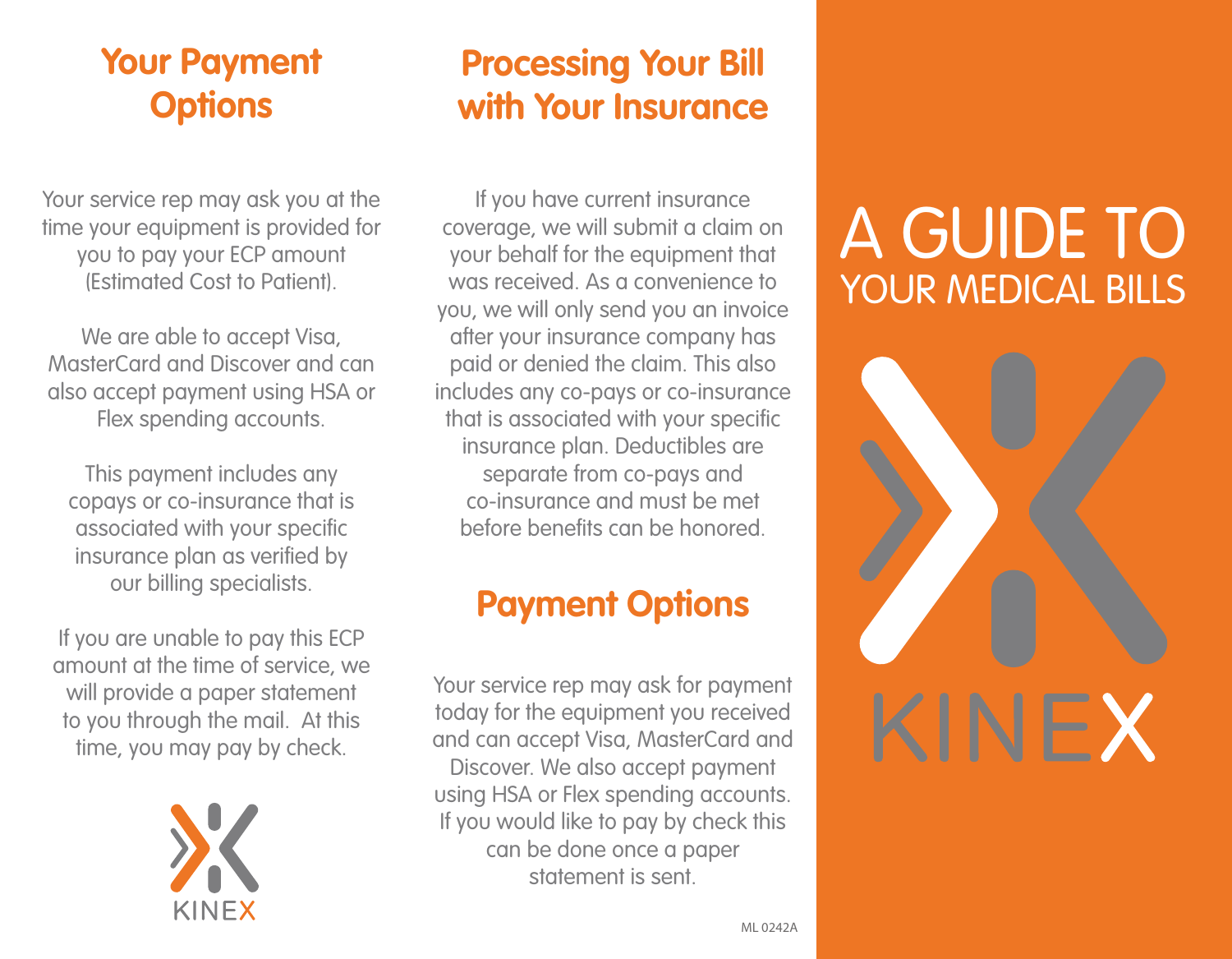## Your Payment Options

Your service rep may ask you at the time your equipment is provided for you to pay your ECP amount (Estimated Cost to Patient).

We are able to accept Visa, MasterCard and Discover and can also accept payment using HSA or Flex spending accounts.

This payment includes any copays or co-insurance that is associated with your specific insurance plan as verified by our billing specialists.

If you are unable to pay this ECP amount at the time of service, we will provide a paper statement to you through the mail. At this time, you may pay by check.

KINEX

## Processing Your Bill with Your Insurance

If you have current insurance coverage, we will submit a claim on your behalf for the equipment that was received. As a convenience to you, we will only send you an invoice after your insurance company has paid or denied the claim. This also includes any co-pays or co-insurance that is associated with your specific insurance plan. Deductibles are separate from co-pays and co-insurance and must be met before benefits can be honored.

## Payment Options

Your service rep may ask for payment today for the equipment you received and can accept Visa, MasterCard and Discover. We also accept payment using HSA or Flex spending accounts. If you would like to pay by check this can be done once a paper statement is sent.

ML 0242A

# A GUIDE TO YOUR MEDICAL BILLS

KINEX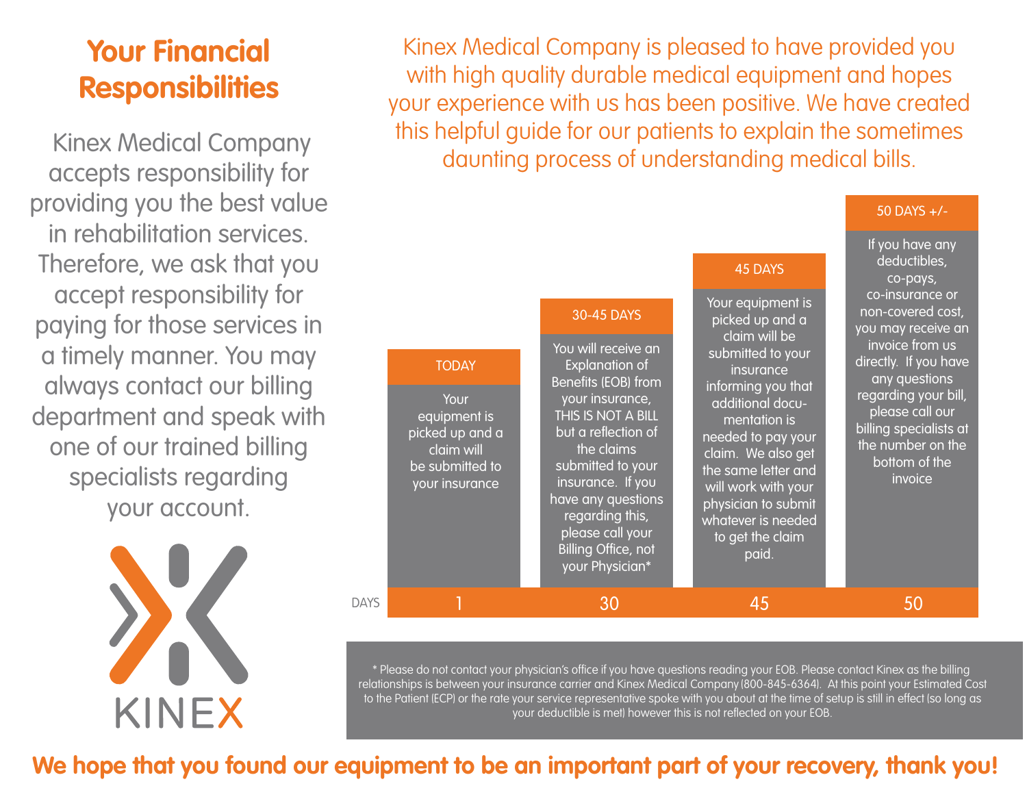# Your Financial Responsibilities

Kinex Medical Company accepts responsibility for providing you the best value in rehabilitation services. Therefore, we ask that you accept responsibility for paying for those services in a timely manner. You may always contact our billing department and speak with one of our trained billing specialists regarding your account.

KINEX

Kinex Medical Company is pleased to have provided you with high quality durable medical equipment and hopes your experience with us has been positive. We have created this helpful guide for our patients to explain the sometimes daunting process of understanding medical bills.

**TODAY**

Your equipment is picked up and a claim will be submitted to your insurance

**30-45 DAYS**

You will receive an Explanation of Benefits (EOB) from your insurance, THIS IS NOT A BILL but a reflection of the claims submitted to your insurance. If you have any questions regarding this, please call your Billing Office, not your Physician*

**45 DAYS**

Your equipment is picked up and a claim will be submitted to your insurance informing you that additional documentation is needed to pay your claim. We also get the same letter and will work with your physician to submit whatever is needed to get the claim paid.

**50 DAYS +/-**

If you have any deductibles, co-pays, co-insurance or non-covered cost, you may receive an invoice from us directly. If you have any questions regarding your bill, please call our billing specialists at the number on the bottom of the invoice

DAYS
1
30
45
50

* Please do not contact your physician's office if you have questions reading your EOB. Please contact Kinex as the billing relationships is between your insurance carrier and Kinex Medical Company (800-845-6364). At this point your Estimated Cost to the Patient (ECP) or the rate your service representative spoke with you about at the time of setup is still in effect (so long as your deductible is met) however this is not reflected on your EOB.

**We hope that you found our equipment to be an important part of your recovery, thank you!**